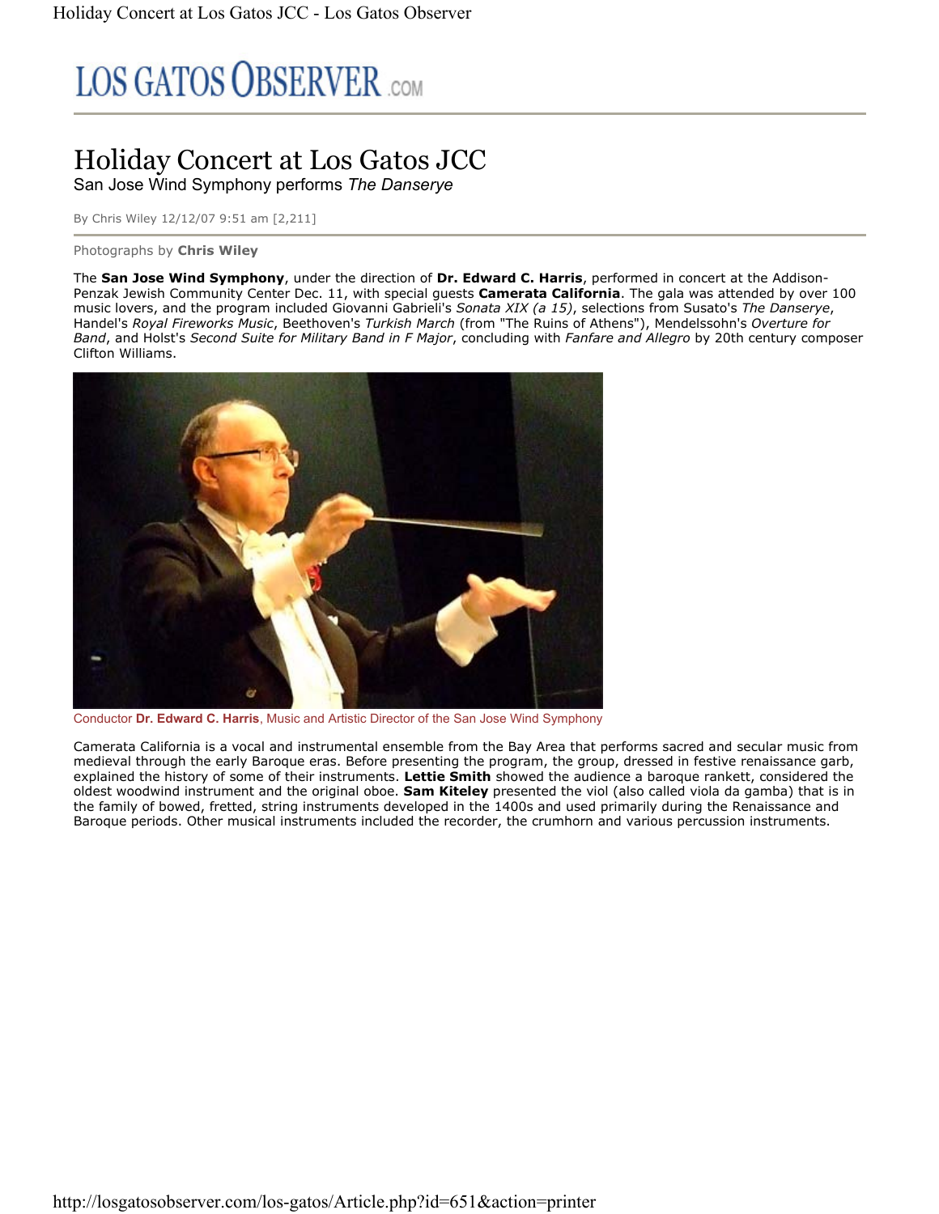# LOS GATOS OBSERVER.COM

# Holiday Concert at Los Gatos JCC

San Jose Wind Symphony performs *The Danserye*

By Chris Wiley 12/12/07 9:51 am [2,211]

Photographs by **Chris Wiley**

The **San Jose Wind Symphony**, under the direction of **Dr. Edward C. Harris**, performed in concert at the Addison-Penzak Jewish Community Center Dec. 11, with special guests **Camerata California**. The gala was attended by over 100 music lovers, and the program included Giovanni Gabrieli's *Sonata XIX (a 15)*, selections from Susato's *The Danserye*, Handel's *Royal Fireworks Music*, Beethoven's *Turkish March* (from "The Ruins of Athens"), Mendelssohn's *Overture for Band*, and Holst's *Second Suite for Military Band in F Major*, concluding with *Fanfare and Allegro* by 20th century composer Clifton Williams.

Conductor **Dr. Edward C. Harris**, Music and Artistic Director of the San Jose Wind Symphony

Camerata California is a vocal and instrumental ensemble from the Bay Area that performs sacred and secular music from medieval through the early Baroque eras. Before presenting the program, the group, dressed in festive renaissance garb, explained the history of some of their instruments. **Lettie Smith** showed the audience a baroque rankett, considered the oldest woodwind instrument and the original oboe. **Sam Kiteley** presented the viol (also called viola da gamba) that is in the family of bowed, fretted, string instruments developed in the 1400s and used primarily during the Renaissance and Baroque periods. Other musical instruments included the recorder, the crumhorn and various percussion instruments.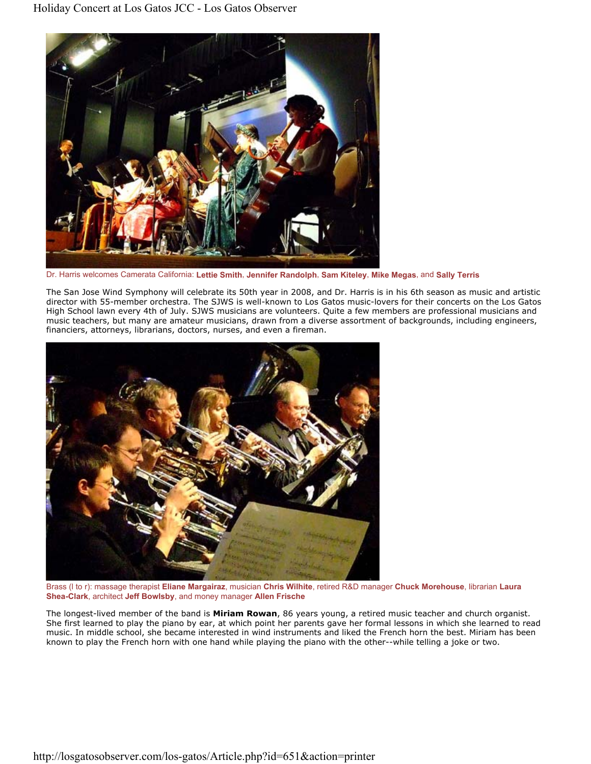Dr. Harris welcomes Camerata California: **Lettie Smith**, **Jennifer Randolph**, **Sam Kiteley**, **Mike Megas**, and **Sally Terris**

The San Jose Wind Symphony will celebrate its 50th year in 2008, and Dr. Harris is in his 6th season as music and artistic director with 55-member orchestra. The SJWS is well-known to Los Gatos music-lovers for their concerts on the Los Gatos High School lawn every 4th of July. SJWS musicians are volunteers. Quite a few members are professional musicians and music teachers, but many are amateur musicians, drawn from a diverse assortment of backgrounds, including engineers, financiers, attorneys, librarians, doctors, nurses, and even a fireman.

Brass (l to r): massage therapist **Eliane Margairaz**, musician **Chris Wilhite**, retired R&D manager **Chuck Morehouse**, librarian **Laura Shea-Clark**, architect **Jeff Bowlsby**, and money manager **Allen Frische**

The longest-lived member of the band is **Miriam Rowan**, 86 years young, a retired music teacher and church organist. She first learned to play the piano by ear, at which point her parents gave her formal lessons in which she learned to read music. In middle school, she became interested in wind instruments and liked the French horn the best. Miriam has been known to play the French horn with one hand while playing the piano with the other--while telling a joke or two.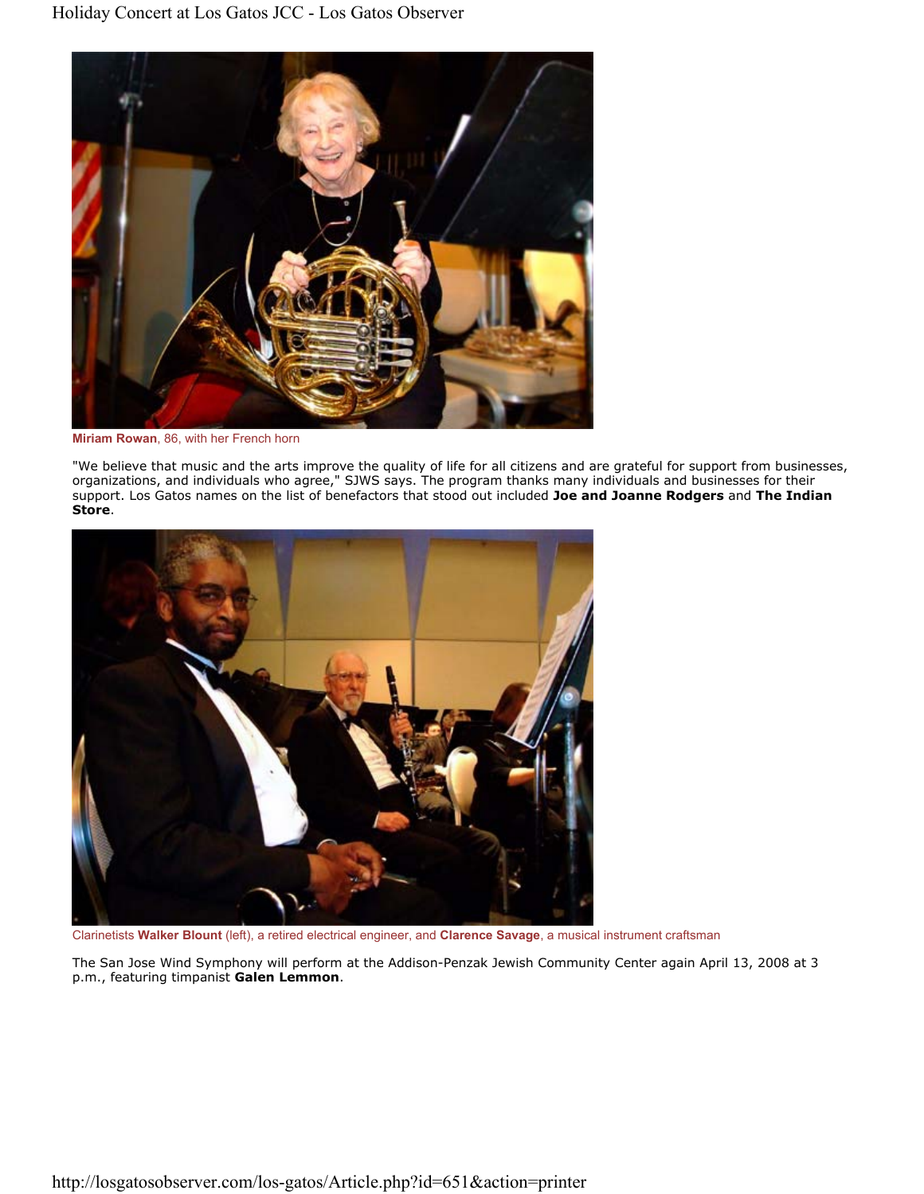Miriam Rowan, 86, with her French horn

"We believe that music and the arts improve the quality of life for all citizens and are grateful for support from businesses, organizations, and individuals who agree," SJWS says. The program thanks many individuals and businesses for their support. Los Gatos names on the list of benefactors that stood out included **Joe and Joanne Rodgers** and **The Indian Store**.

Clarinetists **Walker Blount** (left), a retired electrical engineer, and **Clarence Savage**, a musical instrument craftsman

The San Jose Wind Symphony will perform at the Addison-Penzak Jewish Community Center again April 13, 2008 at 3 p.m., featuring timpanist **Galen Lemmon**.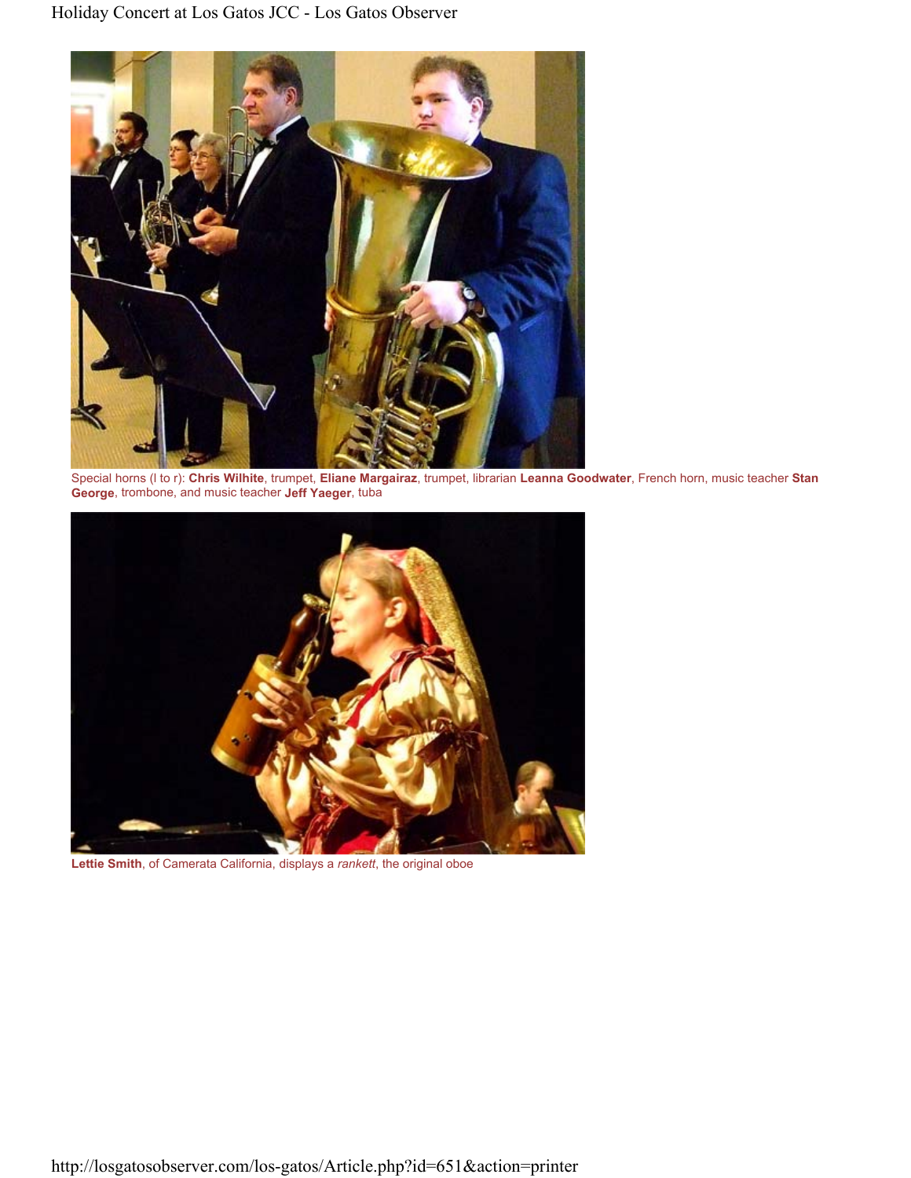Special horns (l to r): **Chris Wilhite**, trumpet, **Eliane Margairaz**, trumpet, librarian **Leanna Goodwater**, French horn, music teacher **Stan George**, trombone, and music teacher **Jeff Yaeger**, tuba

**Lettie Smith**, of Camerata California, displays a *rankett*, the original oboe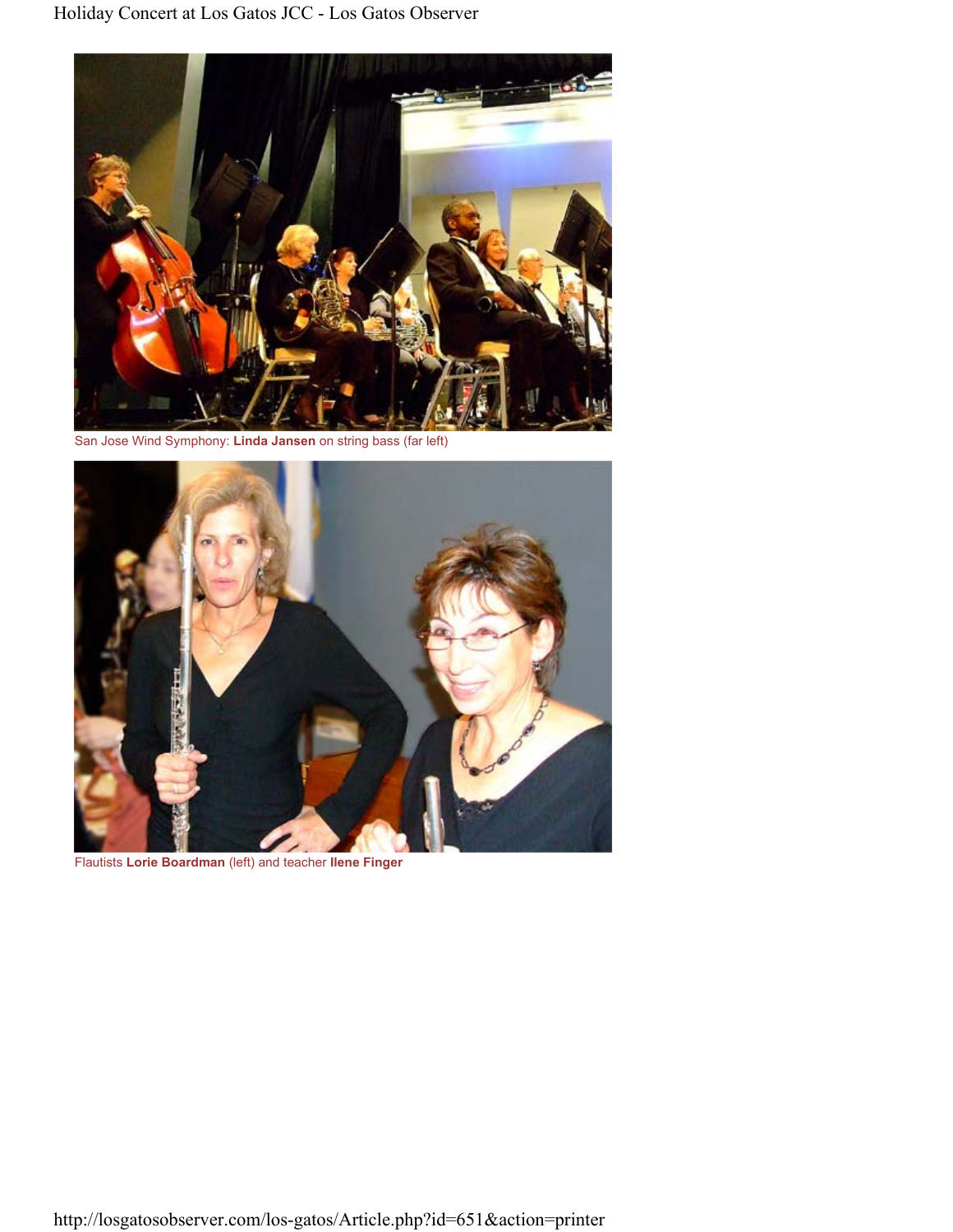San Jose Wind Symphony: **Linda Jansen** on string bass (far left)

Flautists **Lorie Boardman** (left) and teacher **Ilene Finger**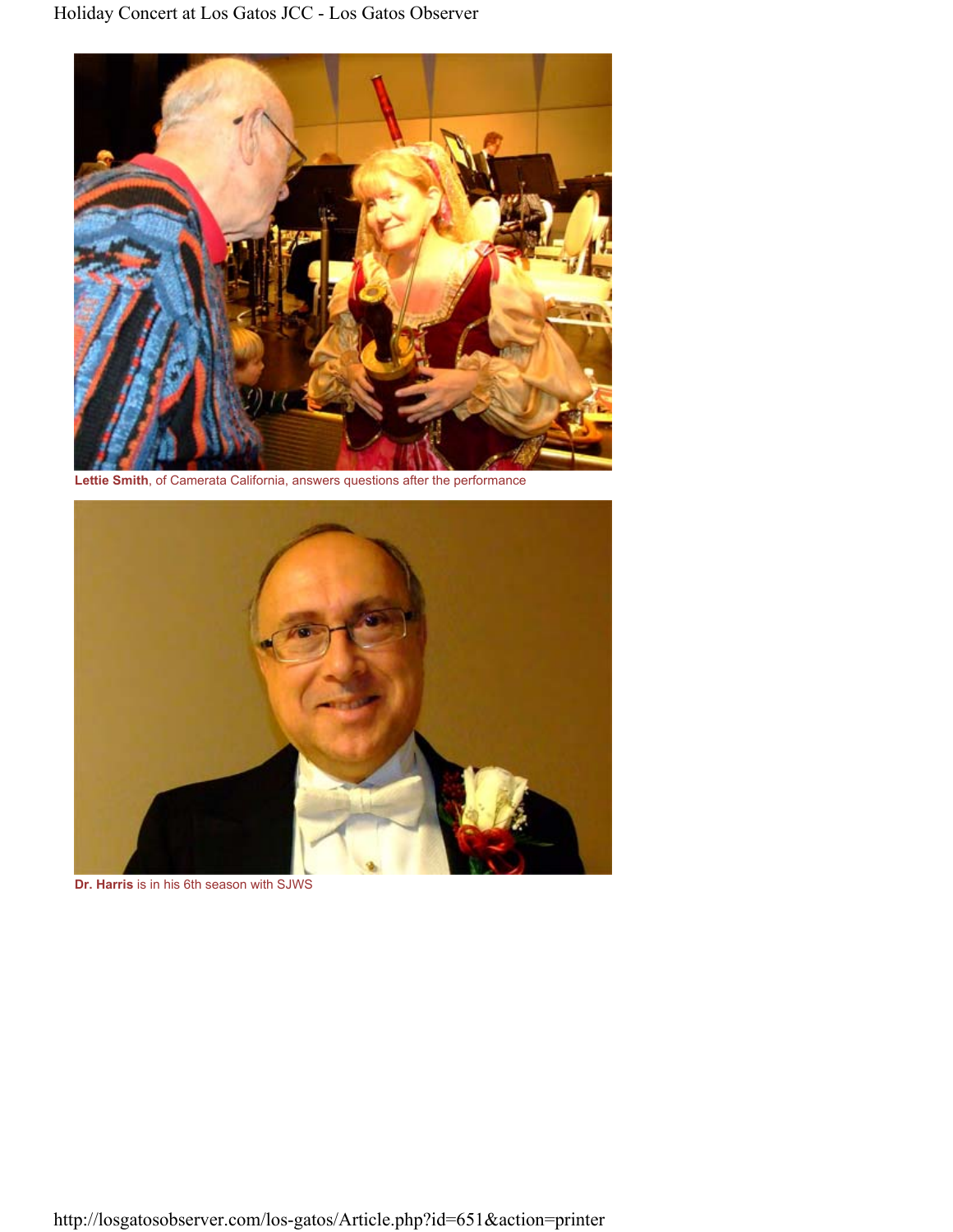**Lettie Smith**, of Camerata California, answers questions after the performance

**Dr. Harris** is in his 6th season with SJWS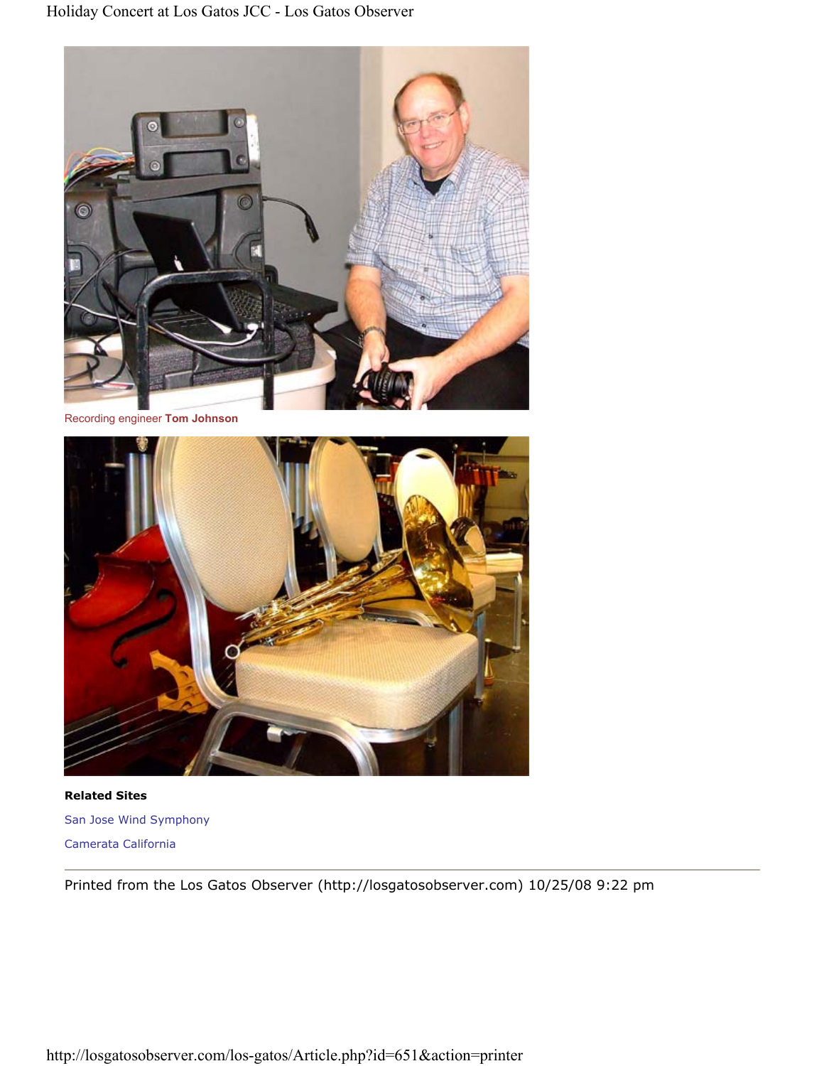Recording engineer **Tom Johnson**

**Related Sites**

San Jose Wind Symphony

Camerata California

Printed from the Los Gatos Observer (http://losgatosobserver.com) 10/25/08 9:22 pm